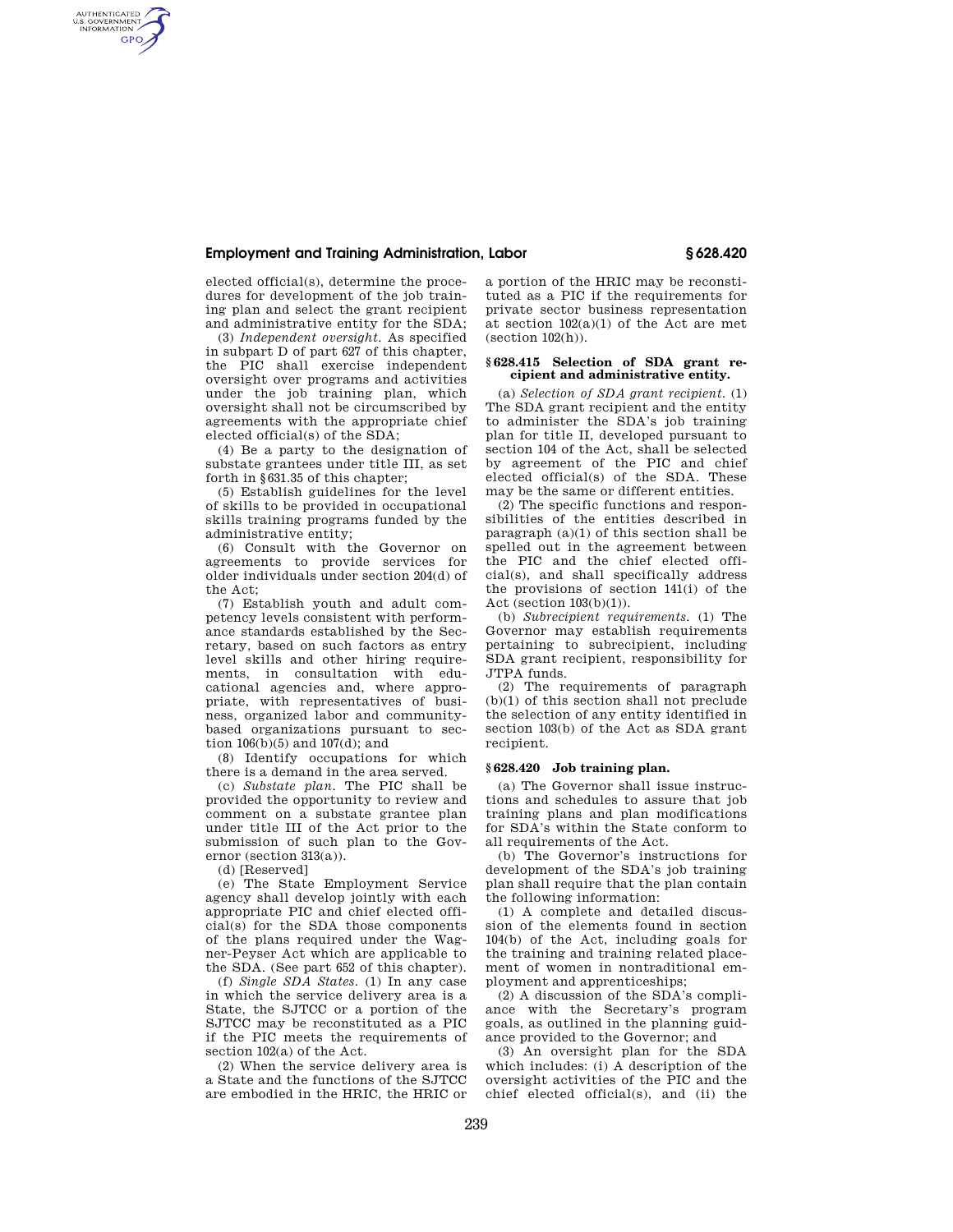elected official(s), determine the procedures for development of the job training plan and select the grant recipient and administrative entity for the SDA;

(3) *Independent oversight.* As specified in subpart D of part 627 of this chapter, the PIC shall exercise independent oversight over programs and activities under the job training plan, which oversight shall not be circumscribed by agreements with the appropriate chief elected official(s) of the SDA;

(4) Be a party to the designation of substate grantees under title III, as set forth in §631.35 of this chapter;

(5) Establish guidelines for the level of skills to be provided in occupational skills training programs funded by the administrative entity;

(6) Consult with the Governor on agreements to provide services for older individuals under section 204(d) of the Act;

(7) Establish youth and adult competency levels consistent with performance standards established by the Secretary, based on such factors as entry level skills and other hiring requirements, in consultation with educational agencies and, where appropriate, with representatives of business, organized labor and community-based organizations pursuant to section 106(b)(5) and 107(d); and

(8) Identify occupations for which there is a demand in the area served.

(c) *Substate plan.* The PIC shall be provided the opportunity to review and comment on a substate grantee plan under title III of the Act prior to the submission of such plan to the Governor (section 313(a)).

(d) [Reserved]

(e) The State Employment Service agency shall develop jointly with each appropriate PIC and chief elected official(s) for the SDA those components of the plans required under the Wagner-Peyser Act which are applicable to the SDA. (See part 652 of this chapter).

(f) *Single SDA States.* (1) In any case in which the service delivery area is a State, the SJTCC or a portion of the SJTCC may be reconstituted as a PIC if the PIC meets the requirements of section 102(a) of the Act.

(2) When the service delivery area is a State and the functions of the SJTCC are embodied in the HRIC, the HRIC or a portion of the HRIC may be reconstituted as a PIC if the requirements for private sector business representation at section 102(a)(1) of the Act are met (section 102(h)).

### §628.415 Selection of SDA grant recipient and administrative entity.

(a) *Selection of SDA grant recipient.* (1) The SDA grant recipient and the entity to administer the SDA's job training plan for title II, developed pursuant to section 104 of the Act, shall be selected by agreement of the PIC and chief elected official(s) of the SDA. These may be the same or different entities.

(2) The specific functions and responsibilities of the entities described in paragraph (a)(1) of this section shall be spelled out in the agreement between the PIC and the chief elected official(s), and shall specifically address the provisions of section 141(i) of the Act (section 103(b)(1)).

(b) *Subrecipient requirements.* (1) The Governor may establish requirements pertaining to subrecipient, including SDA grant recipient, responsibility for JTPA funds.

(2) The requirements of paragraph (b)(1) of this section shall not preclude the selection of any entity identified in section 103(b) of the Act as SDA grant recipient.

### §628.420 Job training plan.

(a) The Governor shall issue instructions and schedules to assure that job training plans and plan modifications for SDA's within the State conform to all requirements of the Act.

(b) The Governor's instructions for development of the SDA's job training plan shall require that the plan contain the following information:

(1) A complete and detailed discussion of the elements found in section 104(b) of the Act, including goals for the training and training related placement of women in nontraditional employment and apprenticeships;

(2) A discussion of the SDA's compliance with the Secretary's program goals, as outlined in the planning guidance provided to the Governor; and

(3) An oversight plan for the SDA which includes: (i) A description of the oversight activities of the PIC and the chief elected official(s), and (ii) the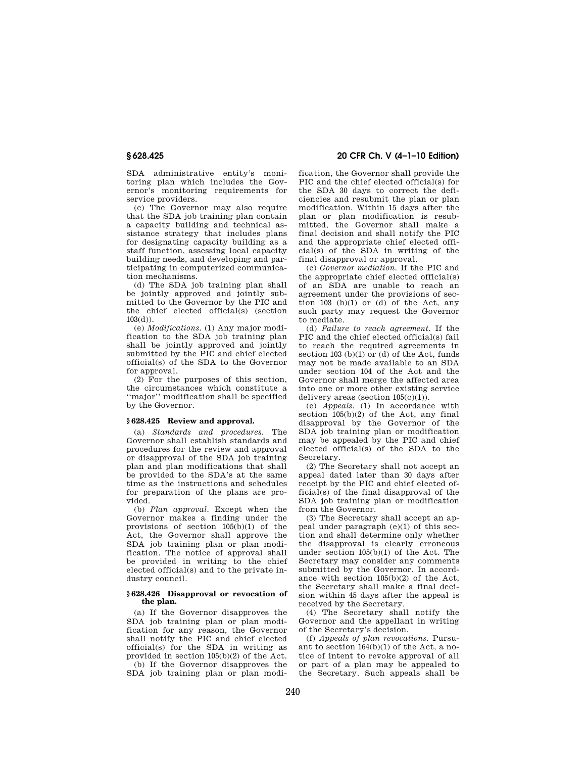SDA administrative entity's monitoring plan which includes the Governor's monitoring requirements for service providers.

(c) The Governor may also require that the SDA job training plan contain a capacity building and technical assistance strategy that includes plans for designating capacity building as a staff function, assessing local capacity building needs, and developing and participating in computerized communication mechanisms.

(d) The SDA job training plan shall be jointly approved and jointly submitted to the Governor by the PIC and the chief elected official(s) (section 103(d)).

(e) *Modifications.* (1) Any major modification to the SDA job training plan shall be jointly approved and jointly submitted by the PIC and chief elected official(s) of the SDA to the Governor for approval.

(2) For the purposes of this section, the circumstances which constitute a ''major'' modification shall be specified by the Governor.

### § 628.425 Review and approval.

(a) *Standards and procedures.* The Governor shall establish standards and procedures for the review and approval or disapproval of the SDA job training plan and plan modifications that shall be provided to the SDA's at the same time as the instructions and schedules for preparation of the plans are provided.

(b) *Plan approval.* Except when the Governor makes a finding under the provisions of section 105(b)(1) of the Act, the Governor shall approve the SDA job training plan or plan modification. The notice of approval shall be provided in writing to the chief elected official(s) and to the private industry council.

### § 628.426 Disapproval or revocation of the plan.

(a) If the Governor disapproves the SDA job training plan or plan modification for any reason, the Governor shall notify the PIC and chief elected official(s) for the SDA in writing as provided in section 105(b)(2) of the Act.

(b) If the Governor disapproves the SDA job training plan or plan modification, the Governor shall provide the PIC and the chief elected official(s) for the SDA 30 days to correct the deficiencies and resubmit the plan or plan modification. Within 15 days after the plan or plan modification is resubmitted, the Governor shall make a final decision and shall notify the PIC and the appropriate chief elected official(s) of the SDA in writing of the final disapproval or approval.

(c) *Governor mediation.* If the PIC and the appropriate chief elected official(s) of an SDA are unable to reach an agreement under the provisions of section 103 (b)(1) or (d) of the Act, any such party may request the Governor to mediate.

(d) *Failure to reach agreement.* If the PIC and the chief elected official(s) fail to reach the required agreements in section 103 (b)(1) or (d) of the Act, funds may not be made available to an SDA under section 104 of the Act and the Governor shall merge the affected area into one or more other existing service delivery areas (section 105(c)(1)).

(e) *Appeals.* (1) In accordance with section 105(b)(2) of the Act, any final disapproval by the Governor of the SDA job training plan or modification may be appealed by the PIC and chief elected official(s) of the SDA to the Secretary.

(2) The Secretary shall not accept an appeal dated later than 30 days after receipt by the PIC and chief elected official(s) of the final disapproval of the SDA job training plan or modification from the Governor.

(3) The Secretary shall accept an appeal under paragraph (e)(1) of this section and shall determine only whether the disapproval is clearly erroneous under section 105(b)(1) of the Act. The Secretary may consider any comments submitted by the Governor. In accordance with section 105(b)(2) of the Act, the Secretary shall make a final decision within 45 days after the appeal is received by the Secretary.

(4) The Secretary shall notify the Governor and the appellant in writing of the Secretary's decision.

(f) *Appeals of plan revocations.* Pursuant to section 164(b)(1) of the Act, a notice of intent to revoke approval of all or part of a plan may be appealed to the Secretary. Such appeals shall be